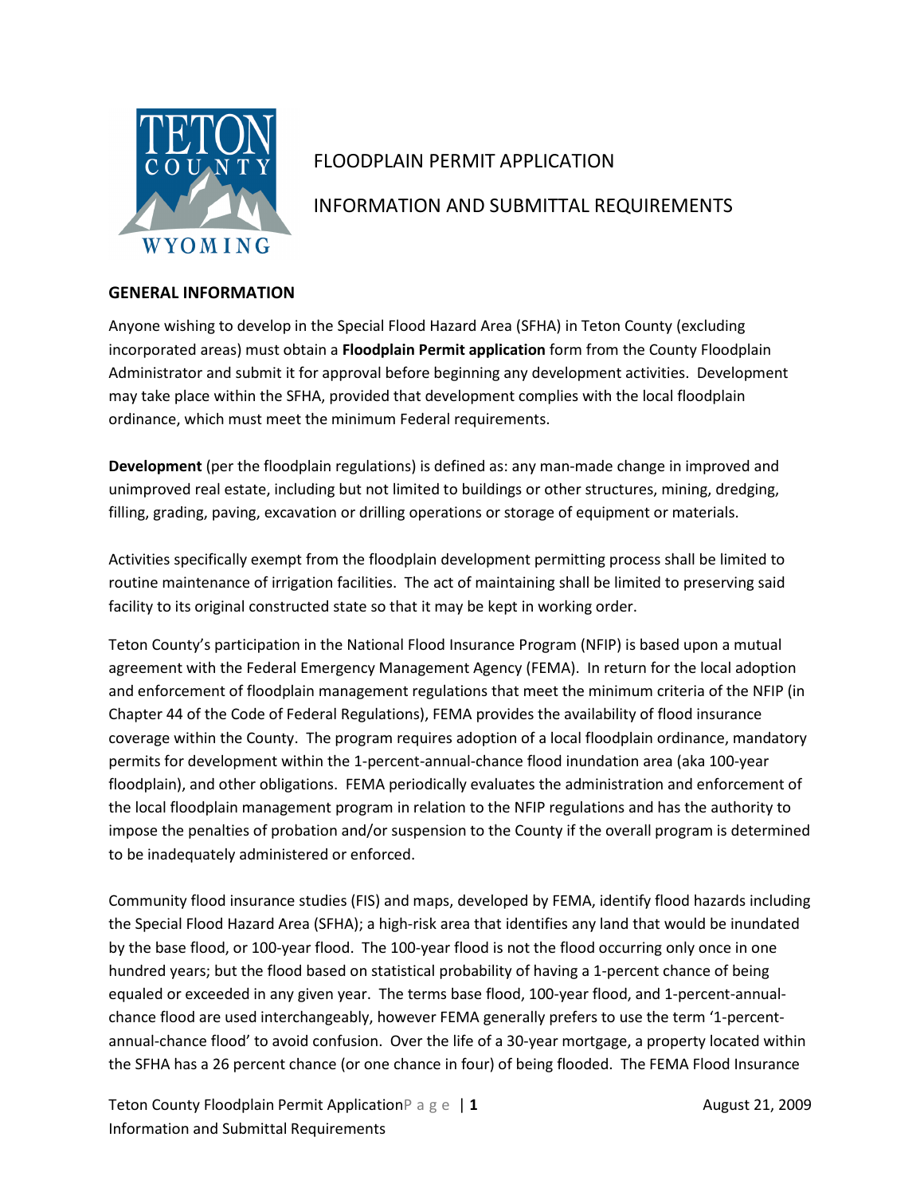# FLOODPLAIN PERMIT APPLICATION

# INFORMATION AND SUBMITTAL REQUIREMENTS

## GENERAL INFORMATION

Anyone wishing to develop in the Special Flood Hazard Area (SFHA) in Teton County (excluding incorporated areas) must obtain a **Floodplain Permit application** form from the County Floodplain Administrator and submit it for approval before beginning any development activities. Development may take place within the SFHA, provided that development complies with the local floodplain ordinance, which must meet the minimum Federal requirements.

**Development** (per the floodplain regulations) is defined as: any man-made change in improved and unimproved real estate, including but not limited to buildings or other structures, mining, dredging, filling, grading, paving, excavation or drilling operations or storage of equipment or materials.

Activities specifically exempt from the floodplain development permitting process shall be limited to routine maintenance of irrigation facilities. The act of maintaining shall be limited to preserving said facility to its original constructed state so that it may be kept in working order.

Teton County's participation in the National Flood Insurance Program (NFIP) is based upon a mutual agreement with the Federal Emergency Management Agency (FEMA). In return for the local adoption and enforcement of floodplain management regulations that meet the minimum criteria of the NFIP (in Chapter 44 of the Code of Federal Regulations), FEMA provides the availability of flood insurance coverage within the County. The program requires adoption of a local floodplain ordinance, mandatory permits for development within the 1-percent-annual-chance flood inundation area (aka 100-year floodplain), and other obligations. FEMA periodically evaluates the administration and enforcement of the local floodplain management program in relation to the NFIP regulations and has the authority to impose the penalties of probation and/or suspension to the County if the overall program is determined to be inadequately administered or enforced.

Community flood insurance studies (FIS) and maps, developed by FEMA, identify flood hazards including the Special Flood Hazard Area (SFHA); a high-risk area that identifies any land that would be inundated by the base flood, or 100-year flood. The 100-year flood is not the flood occurring only once in one hundred years; but the flood based on statistical probability of having a 1-percent chance of being equaled or exceeded in any given year. The terms base flood, 100-year flood, and 1-percent-annual-chance flood are used interchangeably, however FEMA generally prefers to use the term '1-percent-annual-chance flood' to avoid confusion. Over the life of a 30-year mortgage, a property located within the SFHA has a 26 percent chance (or one chance in four) of being flooded. The FEMA Flood Insurance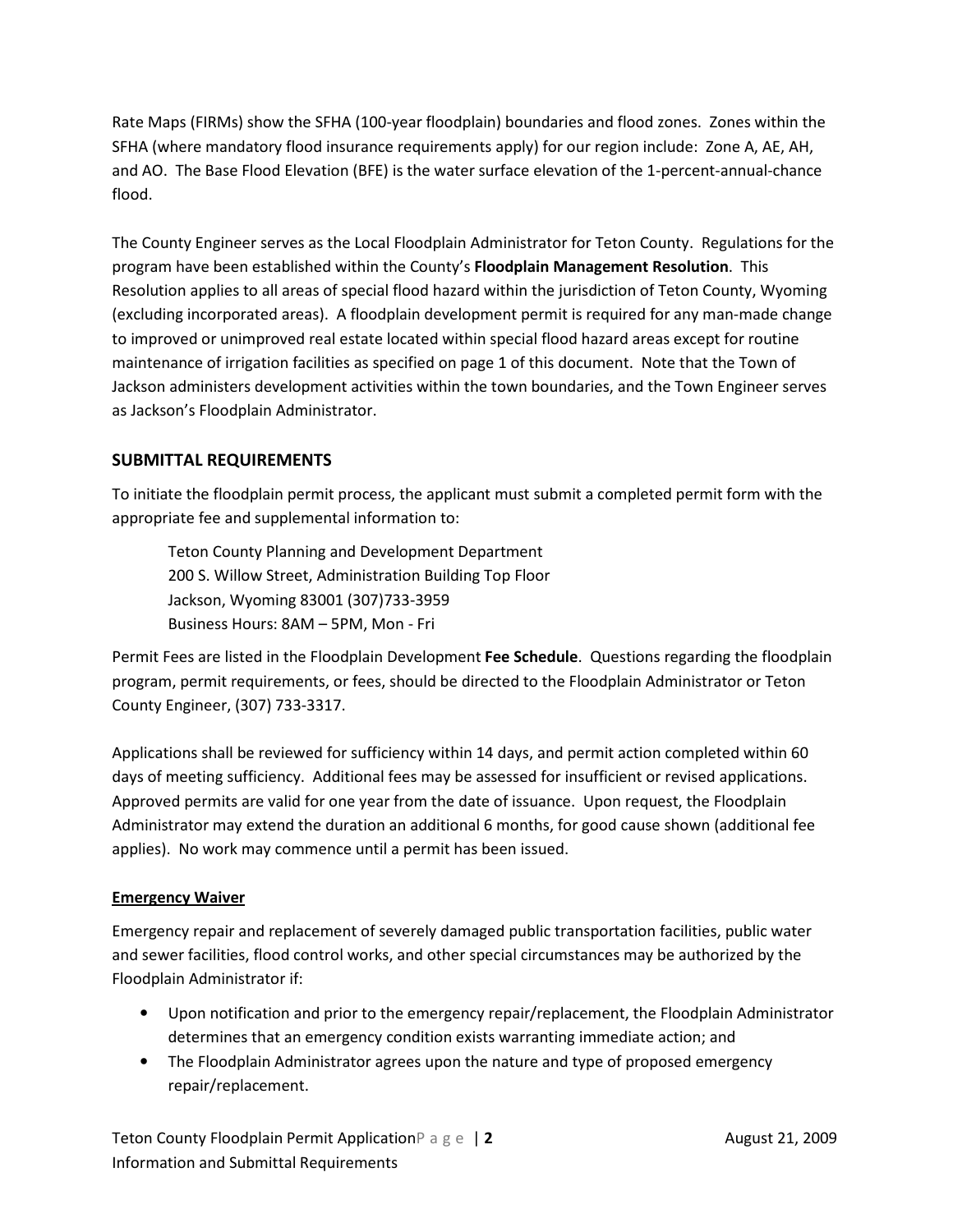Rate Maps (FIRMs) show the SFHA (100-year floodplain) boundaries and flood zones. Zones within the SFHA (where mandatory flood insurance requirements apply) for our region include: Zone A, AE, AH, and AO. The Base Flood Elevation (BFE) is the water surface elevation of the 1-percent-annual-chance flood.

The County Engineer serves as the Local Floodplain Administrator for Teton County. Regulations for the program have been established within the County's **Floodplain Management Resolution**. This Resolution applies to all areas of special flood hazard within the jurisdiction of Teton County, Wyoming (excluding incorporated areas). A floodplain development permit is required for any man-made change to improved or unimproved real estate located within special flood hazard areas except for routine maintenance of irrigation facilities as specified on page 1 of this document. Note that the Town of Jackson administers development activities within the town boundaries, and the Town Engineer serves as Jackson's Floodplain Administrator.

## SUBMITTAL REQUIREMENTS

To initiate the floodplain permit process, the applicant must submit a completed permit form with the appropriate fee and supplemental information to:

> Teton County Planning and Development Department
> 200 S. Willow Street, Administration Building Top Floor
> Jackson, Wyoming 83001 (307)733-3959
> Business Hours: 8AM – 5PM, Mon - Fri

Permit Fees are listed in the Floodplain Development **Fee Schedule**. Questions regarding the floodplain program, permit requirements, or fees, should be directed to the Floodplain Administrator or Teton County Engineer, (307) 733-3317.

Applications shall be reviewed for sufficiency within 14 days, and permit action completed within 60 days of meeting sufficiency. Additional fees may be assessed for insufficient or revised applications. Approved permits are valid for one year from the date of issuance. Upon request, the Floodplain Administrator may extend the duration an additional 6 months, for good cause shown (additional fee applies). No work may commence until a permit has been issued.

### Emergency Waiver

Emergency repair and replacement of severely damaged public transportation facilities, public water and sewer facilities, flood control works, and other special circumstances may be authorized by the Floodplain Administrator if:

- Upon notification and prior to the emergency repair/replacement, the Floodplain Administrator determines that an emergency condition exists warranting immediate action; and
- The Floodplain Administrator agrees upon the nature and type of proposed emergency repair/replacement.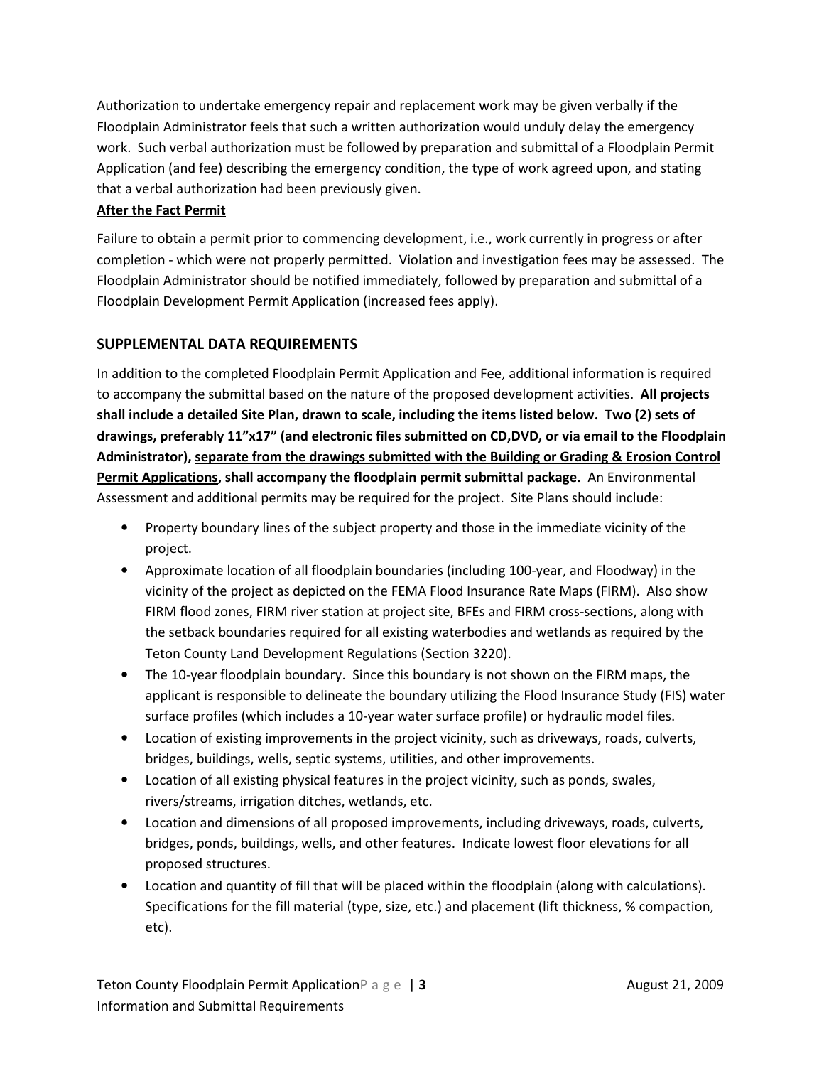Authorization to undertake emergency repair and replacement work may be given verbally if the Floodplain Administrator feels that such a written authorization would unduly delay the emergency work. Such verbal authorization must be followed by preparation and submittal of a Floodplain Permit Application (and fee) describing the emergency condition, the type of work agreed upon, and stating that a verbal authorization had been previously given.

**After the Fact Permit**

Failure to obtain a permit prior to commencing development, i.e., work currently in progress or after completion - which were not properly permitted. Violation and investigation fees may be assessed. The Floodplain Administrator should be notified immediately, followed by preparation and submittal of a Floodplain Development Permit Application (increased fees apply).

## SUPPLEMENTAL DATA REQUIREMENTS

In addition to the completed Floodplain Permit Application and Fee, additional information is required to accompany the submittal based on the nature of the proposed development activities. **All projects shall include a detailed Site Plan, drawn to scale, including the items listed below. Two (2) sets of drawings, preferably 11"x17" (and electronic files submitted on CD,DVD, or via email to the Floodplain Administrator), <u>separate from the drawings submitted with the Building or Grading & Erosion Control Permit Applications</u>, shall accompany the floodplain permit submittal package.** An Environmental Assessment and additional permits may be required for the project. Site Plans should include:

- Property boundary lines of the subject property and those in the immediate vicinity of the project.
- Approximate location of all floodplain boundaries (including 100-year, and Floodway) in the vicinity of the project as depicted on the FEMA Flood Insurance Rate Maps (FIRM). Also show FIRM flood zones, FIRM river station at project site, BFEs and FIRM cross-sections, along with the setback boundaries required for all existing waterbodies and wetlands as required by the Teton County Land Development Regulations (Section 3220).
- The 10-year floodplain boundary. Since this boundary is not shown on the FIRM maps, the applicant is responsible to delineate the boundary utilizing the Flood Insurance Study (FIS) water surface profiles (which includes a 10-year water surface profile) or hydraulic model files.
- Location of existing improvements in the project vicinity, such as driveways, roads, culverts, bridges, buildings, wells, septic systems, utilities, and other improvements.
- Location of all existing physical features in the project vicinity, such as ponds, swales, rivers/streams, irrigation ditches, wetlands, etc.
- Location and dimensions of all proposed improvements, including driveways, roads, culverts, bridges, ponds, buildings, wells, and other features. Indicate lowest floor elevations for all proposed structures.
- Location and quantity of fill that will be placed within the floodplain (along with calculations). Specifications for the fill material (type, size, etc.) and placement (lift thickness, % compaction, etc).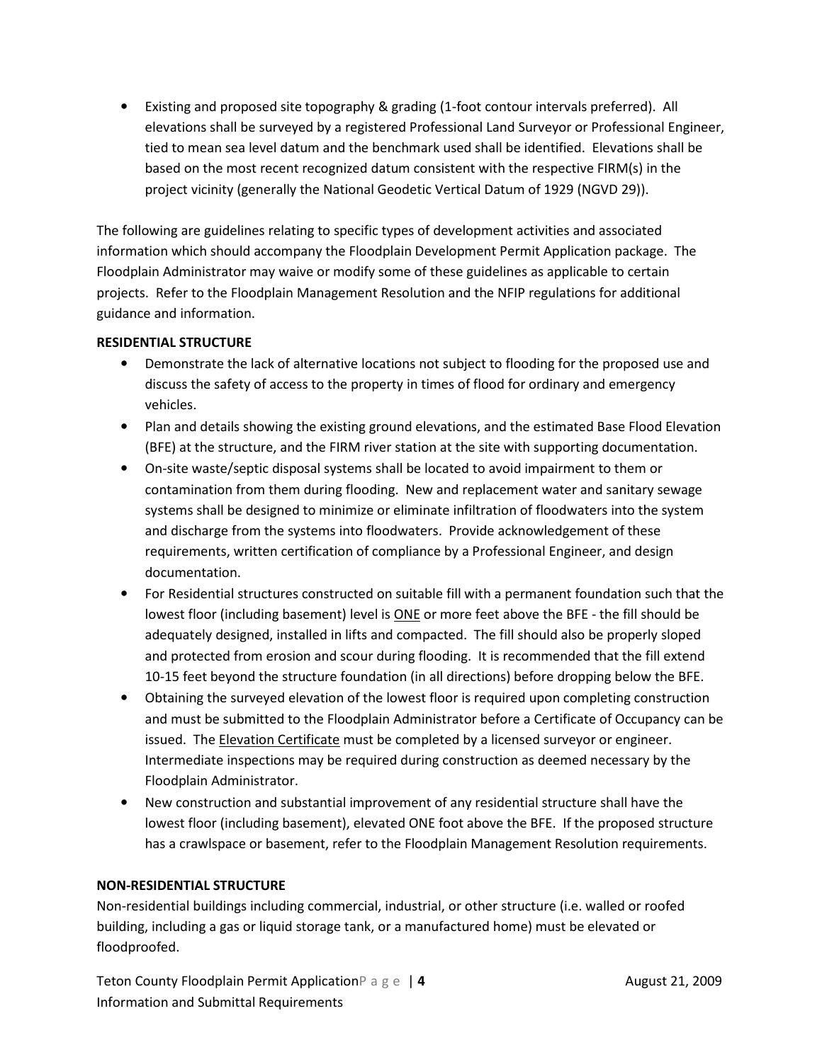- Existing and proposed site topography & grading (1-foot contour intervals preferred). All elevations shall be surveyed by a registered Professional Land Surveyor or Professional Engineer, tied to mean sea level datum and the benchmark used shall be identified. Elevations shall be based on the most recent recognized datum consistent with the respective FIRM(s) in the project vicinity (generally the National Geodetic Vertical Datum of 1929 (NGVD 29)).

The following are guidelines relating to specific types of development activities and associated information which should accompany the Floodplain Development Permit Application package. The Floodplain Administrator may waive or modify some of these guidelines as applicable to certain projects. Refer to the Floodplain Management Resolution and the NFIP regulations for additional guidance and information.

**RESIDENTIAL STRUCTURE**

- Demonstrate the lack of alternative locations not subject to flooding for the proposed use and discuss the safety of access to the property in times of flood for ordinary and emergency vehicles.
- Plan and details showing the existing ground elevations, and the estimated Base Flood Elevation (BFE) at the structure, and the FIRM river station at the site with supporting documentation.
- On-site waste/septic disposal systems shall be located to avoid impairment to them or contamination from them during flooding. New and replacement water and sanitary sewage systems shall be designed to minimize or eliminate infiltration of floodwaters into the system and discharge from the systems into floodwaters. Provide acknowledgement of these requirements, written certification of compliance by a Professional Engineer, and design documentation.
- For Residential structures constructed on suitable fill with a permanent foundation such that the lowest floor (including basement) level is ONE or more feet above the BFE - the fill should be adequately designed, installed in lifts and compacted. The fill should also be properly sloped and protected from erosion and scour during flooding. It is recommended that the fill extend 10-15 feet beyond the structure foundation (in all directions) before dropping below the BFE.
- Obtaining the surveyed elevation of the lowest floor is required upon completing construction and must be submitted to the Floodplain Administrator before a Certificate of Occupancy can be issued. The Elevation Certificate must be completed by a licensed surveyor or engineer. Intermediate inspections may be required during construction as deemed necessary by the Floodplain Administrator.
- New construction and substantial improvement of any residential structure shall have the lowest floor (including basement), elevated ONE foot above the BFE. If the proposed structure has a crawlspace or basement, refer to the Floodplain Management Resolution requirements.

**NON-RESIDENTIAL STRUCTURE**

Non-residential buildings including commercial, industrial, or other structure (i.e. walled or roofed building, including a gas or liquid storage tank, or a manufactured home) must be elevated or floodproofed.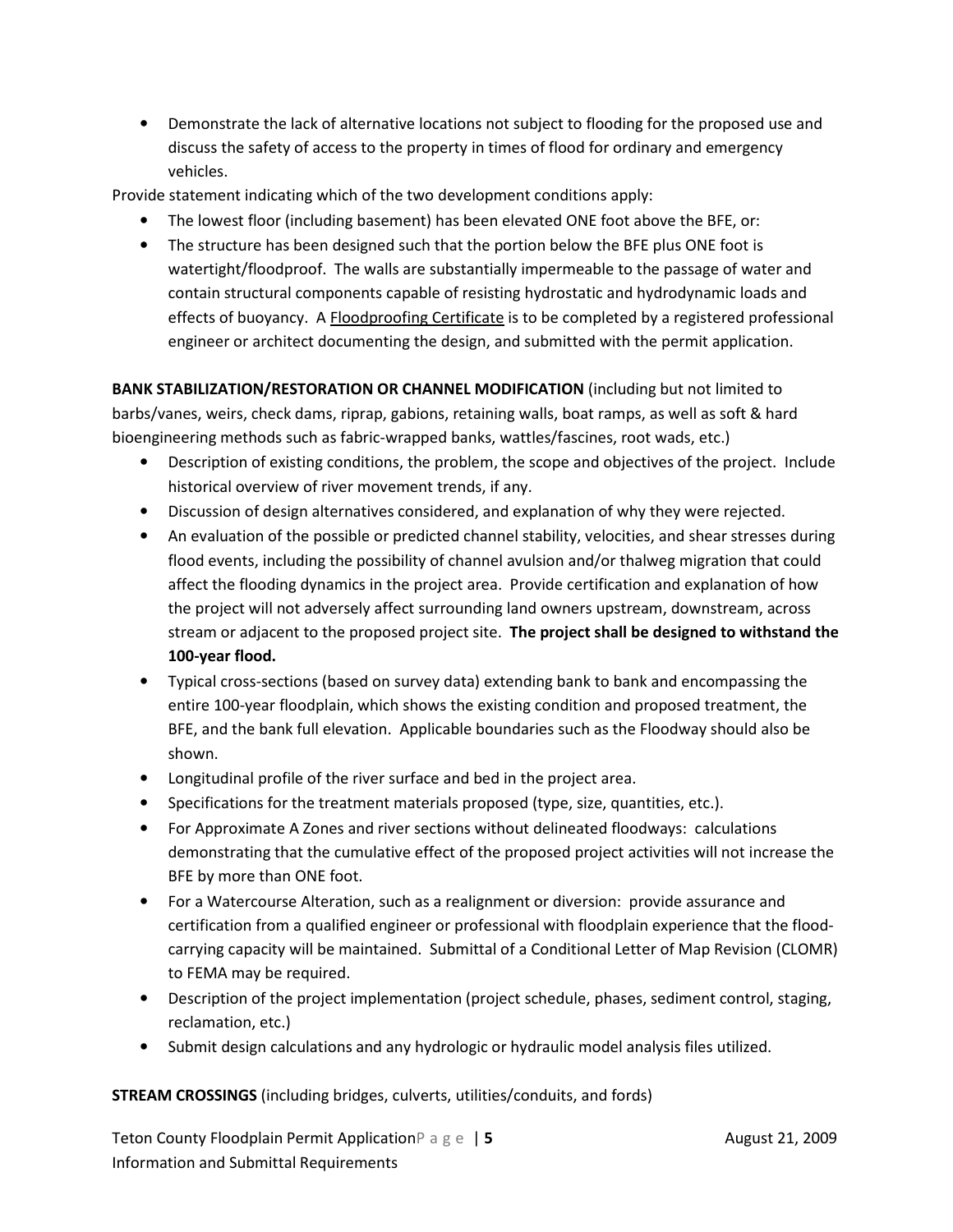- Demonstrate the lack of alternative locations not subject to flooding for the proposed use and discuss the safety of access to the property in times of flood for ordinary and emergency vehicles.

Provide statement indicating which of the two development conditions apply:

- The lowest floor (including basement) has been elevated ONE foot above the BFE, or:
- The structure has been designed such that the portion below the BFE plus ONE foot is watertight/floodproof. The walls are substantially impermeable to the passage of water and contain structural components capable of resisting hydrostatic and hydrodynamic loads and effects of buoyancy. A Floodproofing Certificate is to be completed by a registered professional engineer or architect documenting the design, and submitted with the permit application.

**BANK STABILIZATION/RESTORATION OR CHANNEL MODIFICATION** (including but not limited to barbs/vanes, weirs, check dams, riprap, gabions, retaining walls, boat ramps, as well as soft & hard bioengineering methods such as fabric-wrapped banks, wattles/fascines, root wads, etc.)

- Description of existing conditions, the problem, the scope and objectives of the project. Include historical overview of river movement trends, if any.
- Discussion of design alternatives considered, and explanation of why they were rejected.
- An evaluation of the possible or predicted channel stability, velocities, and shear stresses during flood events, including the possibility of channel avulsion and/or thalweg migration that could affect the flooding dynamics in the project area. Provide certification and explanation of how the project will not adversely affect surrounding land owners upstream, downstream, across stream or adjacent to the proposed project site. **The project shall be designed to withstand the 100-year flood.**
- Typical cross-sections (based on survey data) extending bank to bank and encompassing the entire 100-year floodplain, which shows the existing condition and proposed treatment, the BFE, and the bank full elevation. Applicable boundaries such as the Floodway should also be shown.
- Longitudinal profile of the river surface and bed in the project area.
- Specifications for the treatment materials proposed (type, size, quantities, etc.).
- For Approximate A Zones and river sections without delineated floodways: calculations demonstrating that the cumulative effect of the proposed project activities will not increase the BFE by more than ONE foot.
- For a Watercourse Alteration, such as a realignment or diversion: provide assurance and certification from a qualified engineer or professional with floodplain experience that the flood-carrying capacity will be maintained. Submittal of a Conditional Letter of Map Revision (CLOMR) to FEMA may be required.
- Description of the project implementation (project schedule, phases, sediment control, staging, reclamation, etc.)
- Submit design calculations and any hydrologic or hydraulic model analysis files utilized.

**STREAM CROSSINGS** (including bridges, culverts, utilities/conduits, and fords)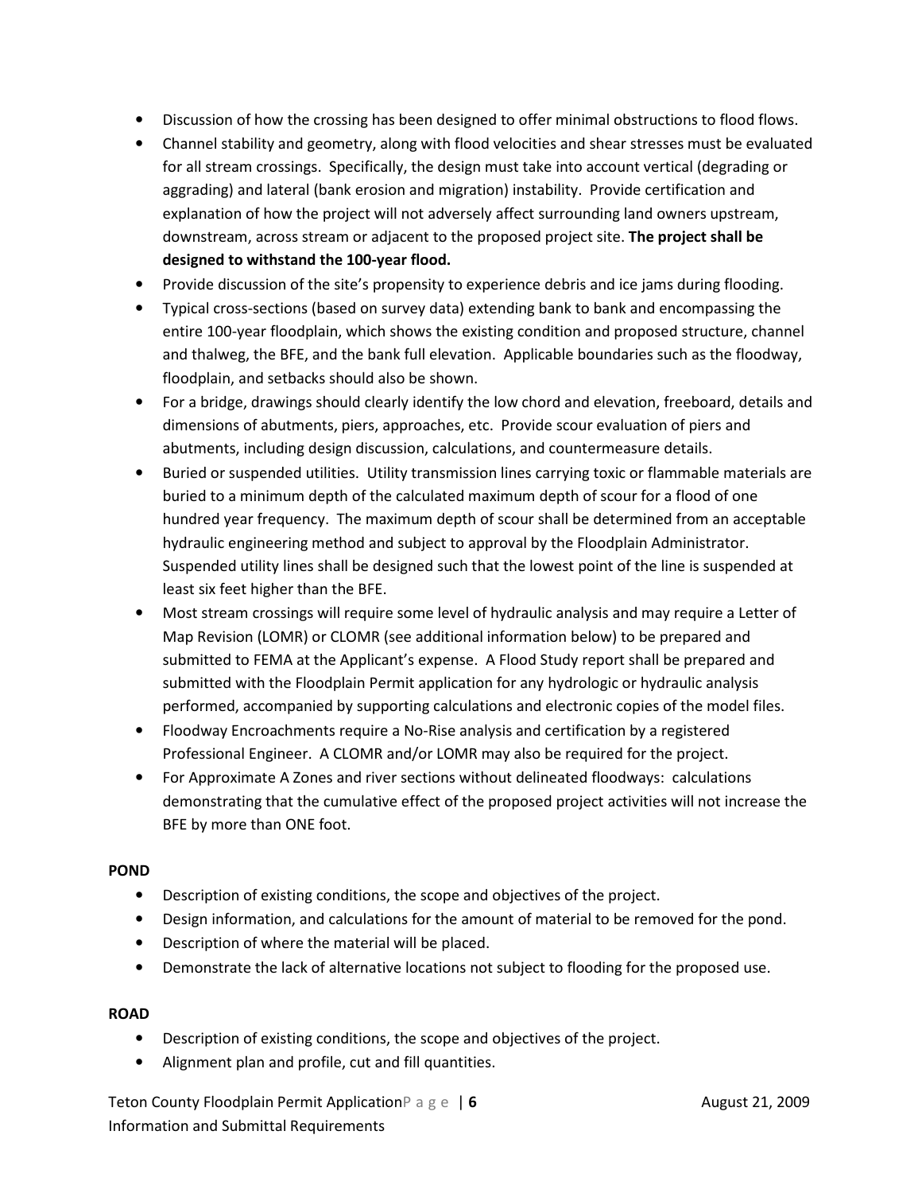- Discussion of how the crossing has been designed to offer minimal obstructions to flood flows.
- Channel stability and geometry, along with flood velocities and shear stresses must be evaluated for all stream crossings. Specifically, the design must take into account vertical (degrading or aggrading) and lateral (bank erosion and migration) instability. Provide certification and explanation of how the project will not adversely affect surrounding land owners upstream, downstream, across stream or adjacent to the proposed project site. **The project shall be designed to withstand the 100-year flood.**
- Provide discussion of the site's propensity to experience debris and ice jams during flooding.
- Typical cross-sections (based on survey data) extending bank to bank and encompassing the entire 100-year floodplain, which shows the existing condition and proposed structure, channel and thalweg, the BFE, and the bank full elevation. Applicable boundaries such as the floodway, floodplain, and setbacks should also be shown.
- For a bridge, drawings should clearly identify the low chord and elevation, freeboard, details and dimensions of abutments, piers, approaches, etc. Provide scour evaluation of piers and abutments, including design discussion, calculations, and countermeasure details.
- Buried or suspended utilities. Utility transmission lines carrying toxic or flammable materials are buried to a minimum depth of the calculated maximum depth of scour for a flood of one hundred year frequency. The maximum depth of scour shall be determined from an acceptable hydraulic engineering method and subject to approval by the Floodplain Administrator. Suspended utility lines shall be designed such that the lowest point of the line is suspended at least six feet higher than the BFE.
- Most stream crossings will require some level of hydraulic analysis and may require a Letter of Map Revision (LOMR) or CLOMR (see additional information below) to be prepared and submitted to FEMA at the Applicant's expense. A Flood Study report shall be prepared and submitted with the Floodplain Permit application for any hydrologic or hydraulic analysis performed, accompanied by supporting calculations and electronic copies of the model files.
- Floodway Encroachments require a No-Rise analysis and certification by a registered Professional Engineer. A CLOMR and/or LOMR may also be required for the project.
- For Approximate A Zones and river sections without delineated floodways: calculations demonstrating that the cumulative effect of the proposed project activities will not increase the BFE by more than ONE foot.

**POND**

- Description of existing conditions, the scope and objectives of the project.
- Design information, and calculations for the amount of material to be removed for the pond.
- Description of where the material will be placed.
- Demonstrate the lack of alternative locations not subject to flooding for the proposed use.

**ROAD**

- Description of existing conditions, the scope and objectives of the project.
- Alignment plan and profile, cut and fill quantities.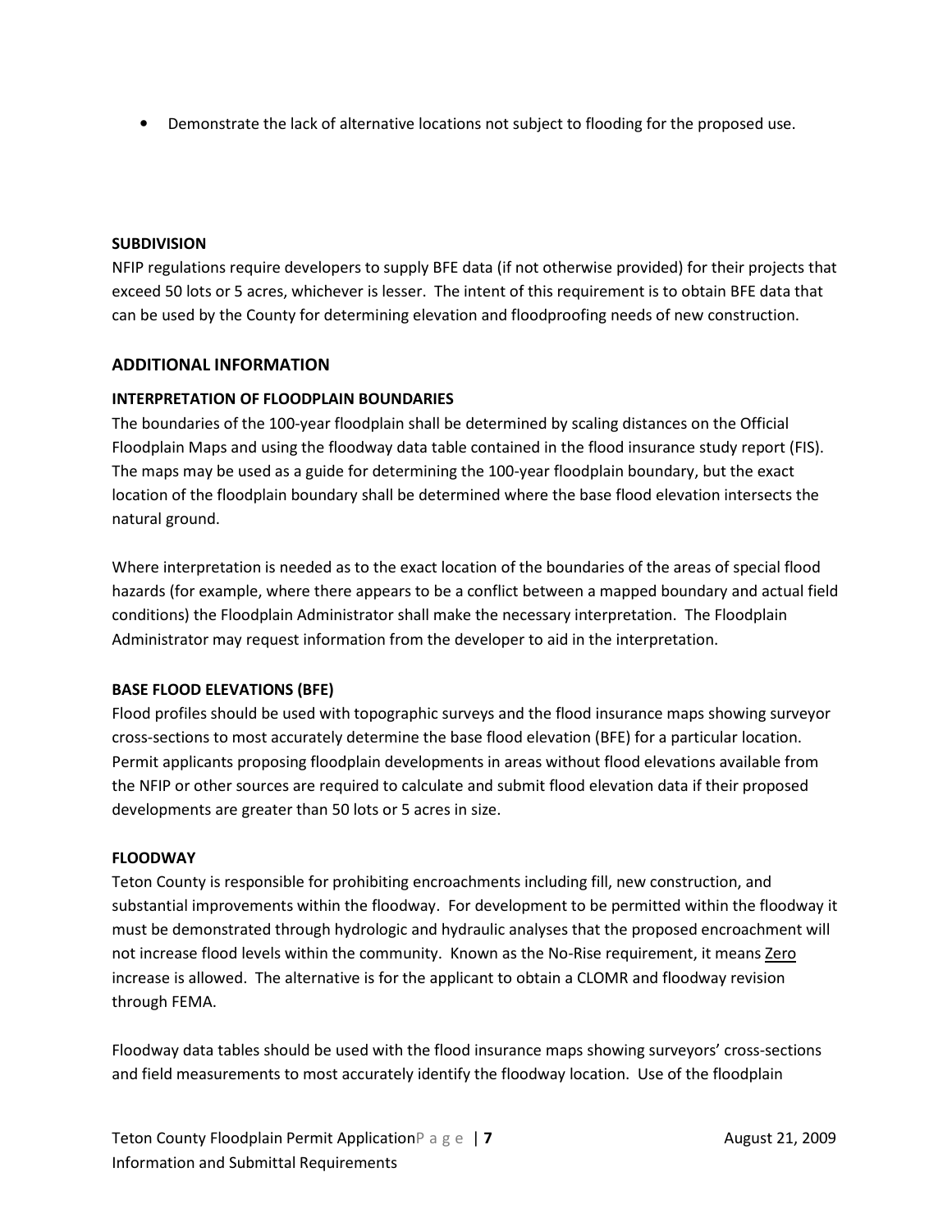- Demonstrate the lack of alternative locations not subject to flooding for the proposed use.

**SUBDIVISION**

NFIP regulations require developers to supply BFE data (if not otherwise provided) for their projects that exceed 50 lots or 5 acres, whichever is lesser. The intent of this requirement is to obtain BFE data that can be used by the County for determining elevation and floodproofing needs of new construction.

## ADDITIONAL INFORMATION

**INTERPRETATION OF FLOODPLAIN BOUNDARIES**

The boundaries of the 100-year floodplain shall be determined by scaling distances on the Official Floodplain Maps and using the floodway data table contained in the flood insurance study report (FIS). The maps may be used as a guide for determining the 100-year floodplain boundary, but the exact location of the floodplain boundary shall be determined where the base flood elevation intersects the natural ground.

Where interpretation is needed as to the exact location of the boundaries of the areas of special flood hazards (for example, where there appears to be a conflict between a mapped boundary and actual field conditions) the Floodplain Administrator shall make the necessary interpretation. The Floodplain Administrator may request information from the developer to aid in the interpretation.

**BASE FLOOD ELEVATIONS (BFE)**

Flood profiles should be used with topographic surveys and the flood insurance maps showing surveyor cross-sections to most accurately determine the base flood elevation (BFE) for a particular location. Permit applicants proposing floodplain developments in areas without flood elevations available from the NFIP or other sources are required to calculate and submit flood elevation data if their proposed developments are greater than 50 lots or 5 acres in size.

**FLOODWAY**

Teton County is responsible for prohibiting encroachments including fill, new construction, and substantial improvements within the floodway. For development to be permitted within the floodway it must be demonstrated through hydrologic and hydraulic analyses that the proposed encroachment will not increase flood levels within the community. Known as the No-Rise requirement, it means <u>Zero</u> increase is allowed. The alternative is for the applicant to obtain a CLOMR and floodway revision through FEMA.

Floodway data tables should be used with the flood insurance maps showing surveyors' cross-sections and field measurements to most accurately identify the floodway location. Use of the floodplain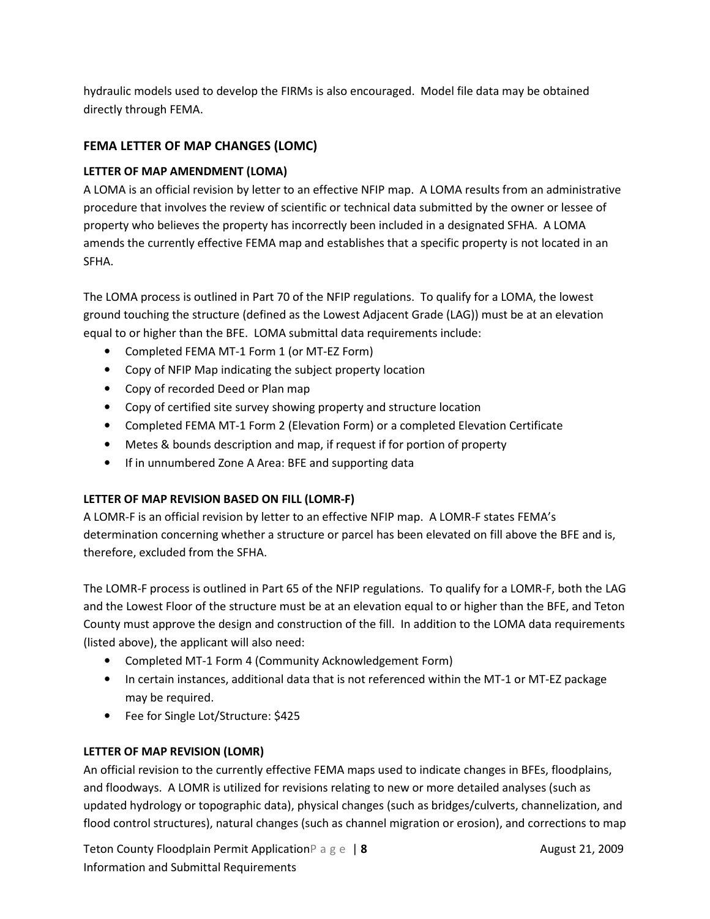hydraulic models used to develop the FIRMs is also encouraged. Model file data may be obtained directly through FEMA.

## FEMA LETTER OF MAP CHANGES (LOMC)

### LETTER OF MAP AMENDMENT (LOMA)

A LOMA is an official revision by letter to an effective NFIP map. A LOMA results from an administrative procedure that involves the review of scientific or technical data submitted by the owner or lessee of property who believes the property has incorrectly been included in a designated SFHA. A LOMA amends the currently effective FEMA map and establishes that a specific property is not located in an SFHA.

The LOMA process is outlined in Part 70 of the NFIP regulations. To qualify for a LOMA, the lowest ground touching the structure (defined as the Lowest Adjacent Grade (LAG)) must be at an elevation equal to or higher than the BFE. LOMA submittal data requirements include:

- Completed FEMA MT-1 Form 1 (or MT-EZ Form)
- Copy of NFIP Map indicating the subject property location
- Copy of recorded Deed or Plan map
- Copy of certified site survey showing property and structure location
- Completed FEMA MT-1 Form 2 (Elevation Form) or a completed Elevation Certificate
- Metes & bounds description and map, if request if for portion of property
- If in unnumbered Zone A Area: BFE and supporting data

### LETTER OF MAP REVISION BASED ON FILL (LOMR-F)

A LOMR-F is an official revision by letter to an effective NFIP map. A LOMR-F states FEMA's determination concerning whether a structure or parcel has been elevated on fill above the BFE and is, therefore, excluded from the SFHA.

The LOMR-F process is outlined in Part 65 of the NFIP regulations. To qualify for a LOMR-F, both the LAG and the Lowest Floor of the structure must be at an elevation equal to or higher than the BFE, and Teton County must approve the design and construction of the fill. In addition to the LOMA data requirements (listed above), the applicant will also need:

- Completed MT-1 Form 4 (Community Acknowledgement Form)
- In certain instances, additional data that is not referenced within the MT-1 or MT-EZ package may be required.
- Fee for Single Lot/Structure: $425

### LETTER OF MAP REVISION (LOMR)

An official revision to the currently effective FEMA maps used to indicate changes in BFEs, floodplains, and floodways. A LOMR is utilized for revisions relating to new or more detailed analyses (such as updated hydrology or topographic data), physical changes (such as bridges/culverts, channelization, and flood control structures), natural changes (such as channel migration or erosion), and corrections to map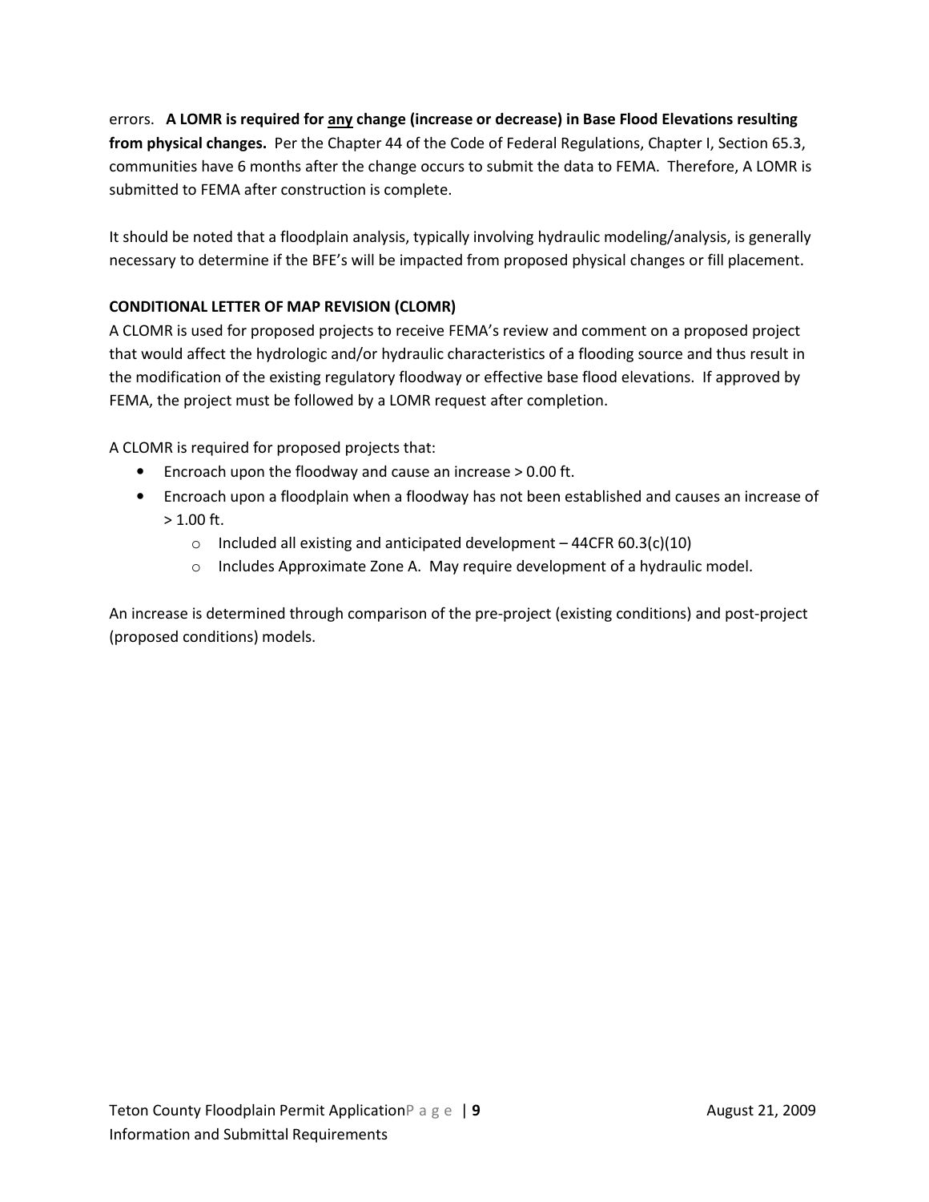errors. **A LOMR is required for <u>any</u> change (increase or decrease) in Base Flood Elevations resulting from physical changes.** Per the Chapter 44 of the Code of Federal Regulations, Chapter I, Section 65.3, communities have 6 months after the change occurs to submit the data to FEMA. Therefore, A LOMR is submitted to FEMA after construction is complete.

It should be noted that a floodplain analysis, typically involving hydraulic modeling/analysis, is generally necessary to determine if the BFE's will be impacted from proposed physical changes or fill placement.

**CONDITIONAL LETTER OF MAP REVISION (CLOMR)**

A CLOMR is used for proposed projects to receive FEMA's review and comment on a proposed project that would affect the hydrologic and/or hydraulic characteristics of a flooding source and thus result in the modification of the existing regulatory floodway or effective base flood elevations. If approved by FEMA, the project must be followed by a LOMR request after completion.

A CLOMR is required for proposed projects that:

- Encroach upon the floodway and cause an increase > 0.00 ft.
- Encroach upon a floodplain when a floodway has not been established and causes an increase of > 1.00 ft.
  - Included all existing and anticipated development – 44CFR 60.3(c)(10)
  - Includes Approximate Zone A. May require development of a hydraulic model.

An increase is determined through comparison of the pre-project (existing conditions) and post-project (proposed conditions) models.